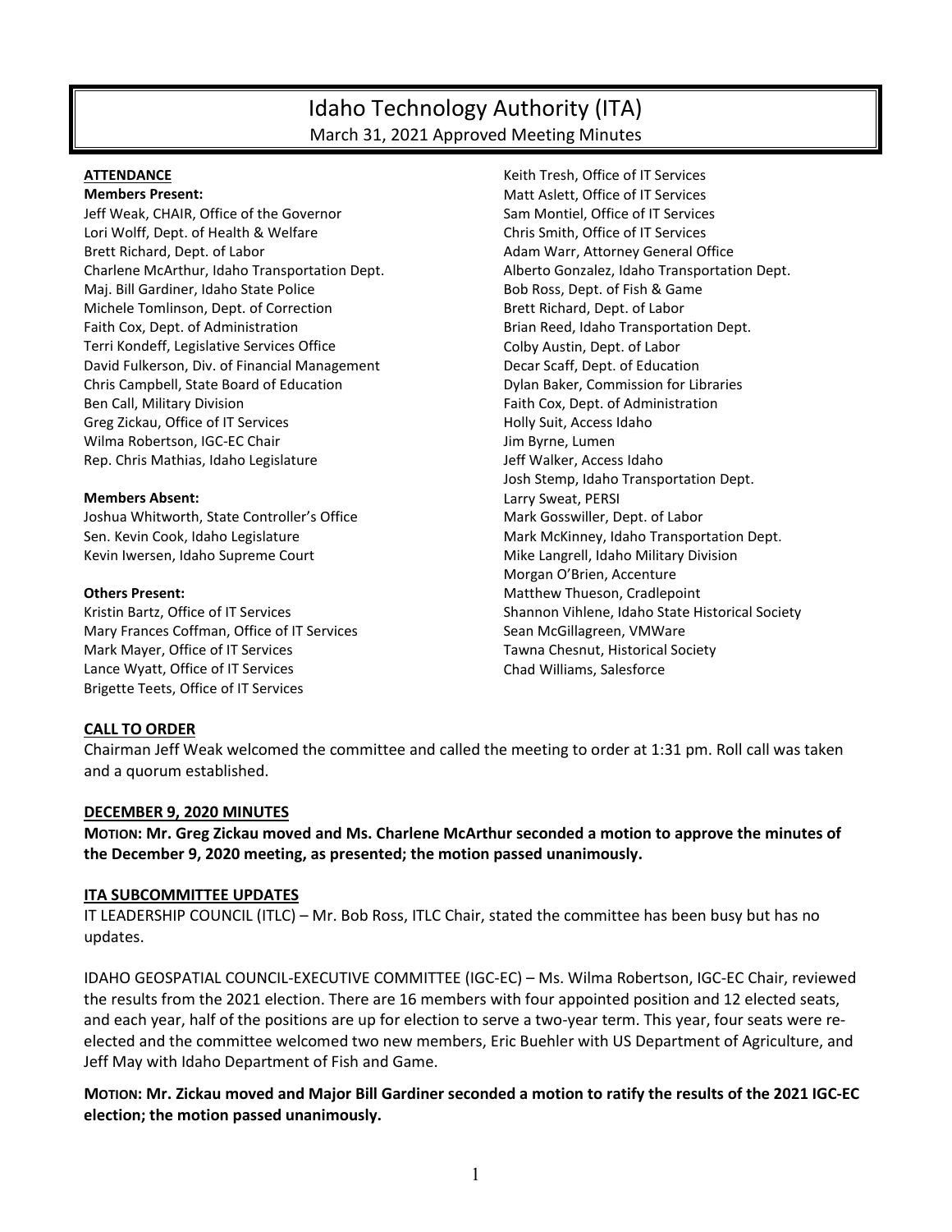# Idaho Technology Authority (ITA)

March 31, 2021 Approved Meeting Minutes

**ATTENDANCE**

**Members Present:**

Jeff Weak, CHAIR, Office of the Governor
Lori Wolff, Dept. of Health & Welfare
Brett Richard, Dept. of Labor
Charlene McArthur, Idaho Transportation Dept.
Maj. Bill Gardiner, Idaho State Police
Michele Tomlinson, Dept. of Correction
Faith Cox, Dept. of Administration
Terri Kondeff, Legislative Services Office
David Fulkerson, Div. of Financial Management
Chris Campbell, State Board of Education
Ben Call, Military Division
Greg Zickau, Office of IT Services
Wilma Robertson, IGC-EC Chair
Rep. Chris Mathias, Idaho Legislature

**Members Absent:**

Joshua Whitworth, State Controller's Office
Sen. Kevin Cook, Idaho Legislature
Kevin Iwersen, Idaho Supreme Court

**Others Present:**

Kristin Bartz, Office of IT Services
Mary Frances Coffman, Office of IT Services
Mark Mayer, Office of IT Services
Lance Wyatt, Office of IT Services
Brigette Teets, Office of IT Services
Keith Tresh, Office of IT Services
Matt Aslett, Office of IT Services
Sam Montiel, Office of IT Services
Chris Smith, Office of IT Services
Adam Warr, Attorney General Office
Alberto Gonzalez, Idaho Transportation Dept.
Bob Ross, Dept. of Fish & Game
Brett Richard, Dept. of Labor
Brian Reed, Idaho Transportation Dept.
Colby Austin, Dept. of Labor
Decar Scaff, Dept. of Education
Dylan Baker, Commission for Libraries
Faith Cox, Dept. of Administration
Holly Suit, Access Idaho
Jim Byrne, Lumen
Jeff Walker, Access Idaho
Josh Stemp, Idaho Transportation Dept.
Larry Sweat, PERSI
Mark Gosswiller, Dept. of Labor
Mark McKinney, Idaho Transportation Dept.
Mike Langrell, Idaho Military Division
Morgan O'Brien, Accenture
Matthew Thueson, Cradlepoint
Shannon Vihlene, Idaho State Historical Society
Sean McGillagreen, VMWare
Tawna Chesnut, Historical Society
Chad Williams, Salesforce

**CALL TO ORDER**

Chairman Jeff Weak welcomed the committee and called the meeting to order at 1:31 pm. Roll call was taken and a quorum established.

**DECEMBER 9, 2020 MINUTES**

**MOTION: Mr. Greg Zickau moved and Ms. Charlene McArthur seconded a motion to approve the minutes of the December 9, 2020 meeting, as presented; the motion passed unanimously.**

**ITA SUBCOMMITTEE UPDATES**

IT LEADERSHIP COUNCIL (ITLC) – Mr. Bob Ross, ITLC Chair, stated the committee has been busy but has no updates.

IDAHO GEOSPATIAL COUNCIL-EXECUTIVE COMMITTEE (IGC-EC) – Ms. Wilma Robertson, IGC-EC Chair, reviewed the results from the 2021 election. There are 16 members with four appointed position and 12 elected seats, and each year, half of the positions are up for election to serve a two-year term. This year, four seats were re-elected and the committee welcomed two new members, Eric Buehler with US Department of Agriculture, and Jeff May with Idaho Department of Fish and Game.

**MOTION: Mr. Zickau moved and Major Bill Gardiner seconded a motion to ratify the results of the 2021 IGC-EC election; the motion passed unanimously.**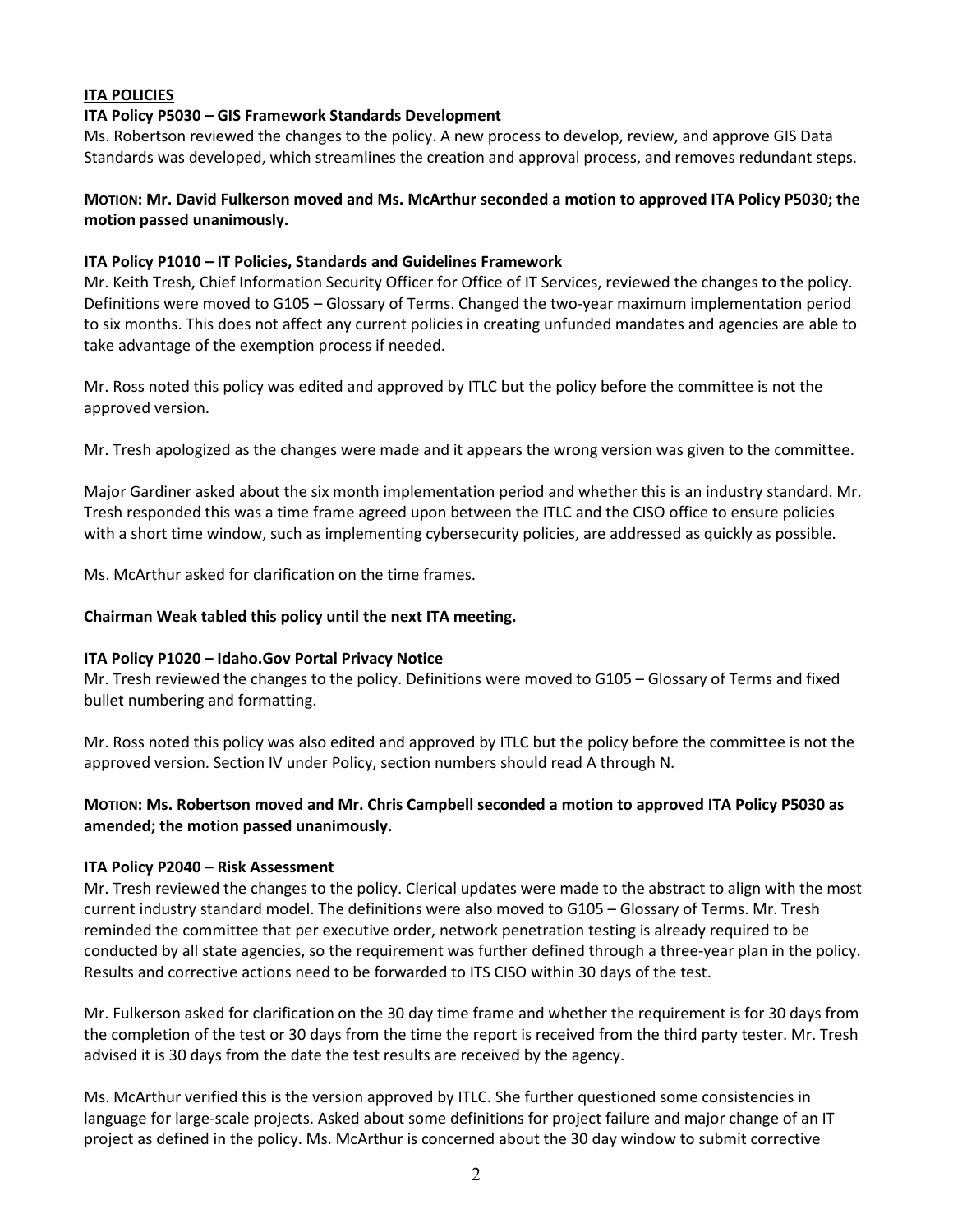## ITA POLICIES

### ITA Policy P5030 – GIS Framework Standards Development

Ms. Robertson reviewed the changes to the policy. A new process to develop, review, and approve GIS Data Standards was developed, which streamlines the creation and approval process, and removes redundant steps.

**MOTION: Mr. David Fulkerson moved and Ms. McArthur seconded a motion to approved ITA Policy P5030; the motion passed unanimously.**

### ITA Policy P1010 – IT Policies, Standards and Guidelines Framework

Mr. Keith Tresh, Chief Information Security Officer for Office of IT Services, reviewed the changes to the policy. Definitions were moved to G105 – Glossary of Terms. Changed the two-year maximum implementation period to six months. This does not affect any current policies in creating unfunded mandates and agencies are able to take advantage of the exemption process if needed.

Mr. Ross noted this policy was edited and approved by ITLC but the policy before the committee is not the approved version.

Mr. Tresh apologized as the changes were made and it appears the wrong version was given to the committee.

Major Gardiner asked about the six month implementation period and whether this is an industry standard. Mr. Tresh responded this was a time frame agreed upon between the ITLC and the CISO office to ensure policies with a short time window, such as implementing cybersecurity policies, are addressed as quickly as possible.

Ms. McArthur asked for clarification on the time frames.

**Chairman Weak tabled this policy until the next ITA meeting.**

### ITA Policy P1020 – Idaho.Gov Portal Privacy Notice

Mr. Tresh reviewed the changes to the policy. Definitions were moved to G105 – Glossary of Terms and fixed bullet numbering and formatting.

Mr. Ross noted this policy was also edited and approved by ITLC but the policy before the committee is not the approved version. Section IV under Policy, section numbers should read A through N.

**MOTION: Ms. Robertson moved and Mr. Chris Campbell seconded a motion to approved ITA Policy P5030 as amended; the motion passed unanimously.**

### ITA Policy P2040 – Risk Assessment

Mr. Tresh reviewed the changes to the policy. Clerical updates were made to the abstract to align with the most current industry standard model. The definitions were also moved to G105 – Glossary of Terms. Mr. Tresh reminded the committee that per executive order, network penetration testing is already required to be conducted by all state agencies, so the requirement was further defined through a three-year plan in the policy. Results and corrective actions need to be forwarded to ITS CISO within 30 days of the test.

Mr. Fulkerson asked for clarification on the 30 day time frame and whether the requirement is for 30 days from the completion of the test or 30 days from the time the report is received from the third party tester. Mr. Tresh advised it is 30 days from the date the test results are received by the agency.

Ms. McArthur verified this is the version approved by ITLC. She further questioned some consistencies in language for large-scale projects. Asked about some definitions for project failure and major change of an IT project as defined in the policy. Ms. McArthur is concerned about the 30 day window to submit corrective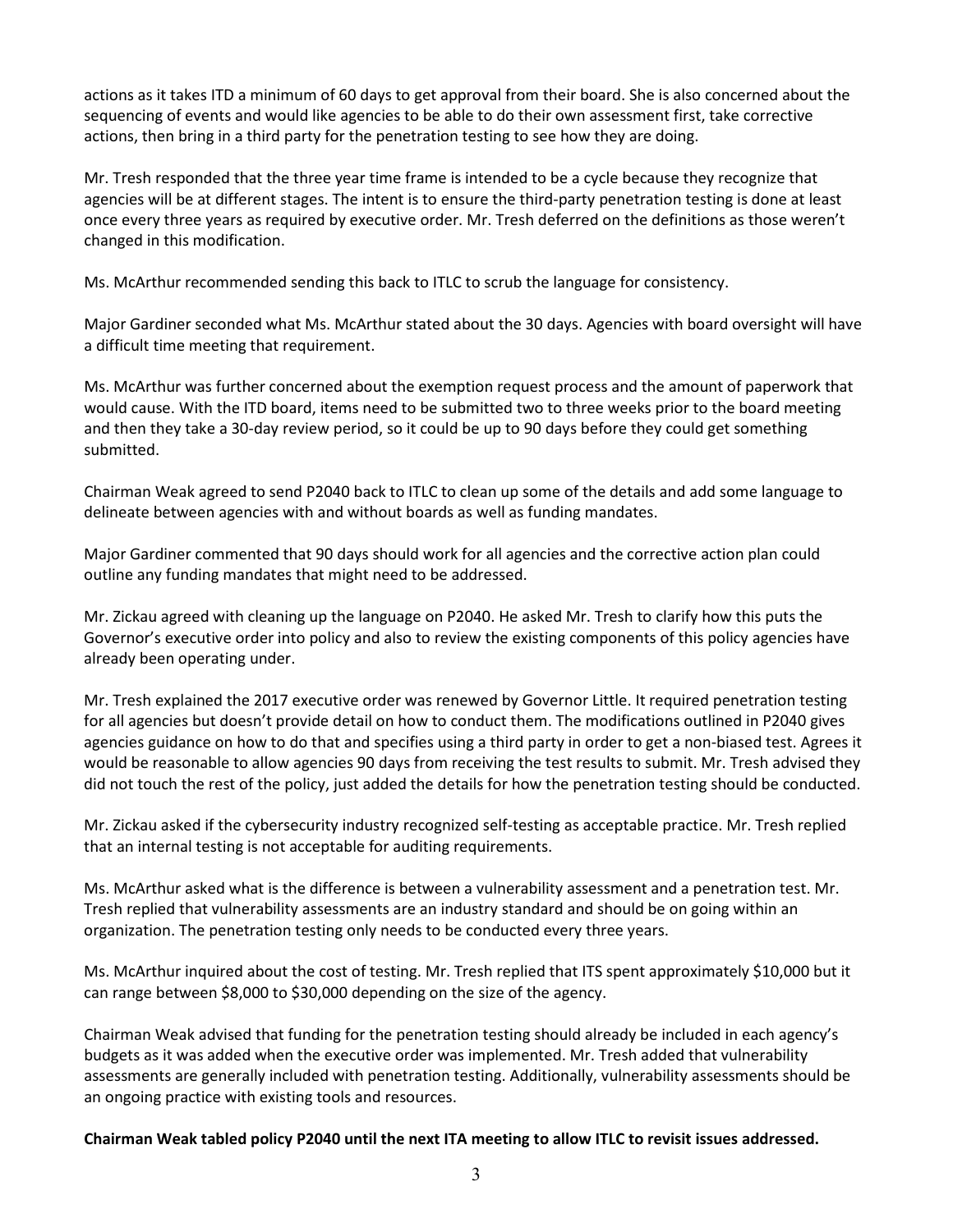actions as it takes ITD a minimum of 60 days to get approval from their board. She is also concerned about the sequencing of events and would like agencies to be able to do their own assessment first, take corrective actions, then bring in a third party for the penetration testing to see how they are doing.

Mr. Tresh responded that the three year time frame is intended to be a cycle because they recognize that agencies will be at different stages. The intent is to ensure the third-party penetration testing is done at least once every three years as required by executive order. Mr. Tresh deferred on the definitions as those weren't changed in this modification.

Ms. McArthur recommended sending this back to ITLC to scrub the language for consistency.

Major Gardiner seconded what Ms. McArthur stated about the 30 days. Agencies with board oversight will have a difficult time meeting that requirement.

Ms. McArthur was further concerned about the exemption request process and the amount of paperwork that would cause. With the ITD board, items need to be submitted two to three weeks prior to the board meeting and then they take a 30-day review period, so it could be up to 90 days before they could get something submitted.

Chairman Weak agreed to send P2040 back to ITLC to clean up some of the details and add some language to delineate between agencies with and without boards as well as funding mandates.

Major Gardiner commented that 90 days should work for all agencies and the corrective action plan could outline any funding mandates that might need to be addressed.

Mr. Zickau agreed with cleaning up the language on P2040. He asked Mr. Tresh to clarify how this puts the Governor's executive order into policy and also to review the existing components of this policy agencies have already been operating under.

Mr. Tresh explained the 2017 executive order was renewed by Governor Little. It required penetration testing for all agencies but doesn't provide detail on how to conduct them. The modifications outlined in P2040 gives agencies guidance on how to do that and specifies using a third party in order to get a non-biased test. Agrees it would be reasonable to allow agencies 90 days from receiving the test results to submit. Mr. Tresh advised they did not touch the rest of the policy, just added the details for how the penetration testing should be conducted.

Mr. Zickau asked if the cybersecurity industry recognized self-testing as acceptable practice. Mr. Tresh replied that an internal testing is not acceptable for auditing requirements.

Ms. McArthur asked what is the difference is between a vulnerability assessment and a penetration test. Mr. Tresh replied that vulnerability assessments are an industry standard and should be on going within an organization. The penetration testing only needs to be conducted every three years.

Ms. McArthur inquired about the cost of testing. Mr. Tresh replied that ITS spent approximately $10,000 but it can range between $8,000 to $30,000 depending on the size of the agency.

Chairman Weak advised that funding for the penetration testing should already be included in each agency's budgets as it was added when the executive order was implemented. Mr. Tresh added that vulnerability assessments are generally included with penetration testing. Additionally, vulnerability assessments should be an ongoing practice with existing tools and resources.

**Chairman Weak tabled policy P2040 until the next ITA meeting to allow ITLC to revisit issues addressed.**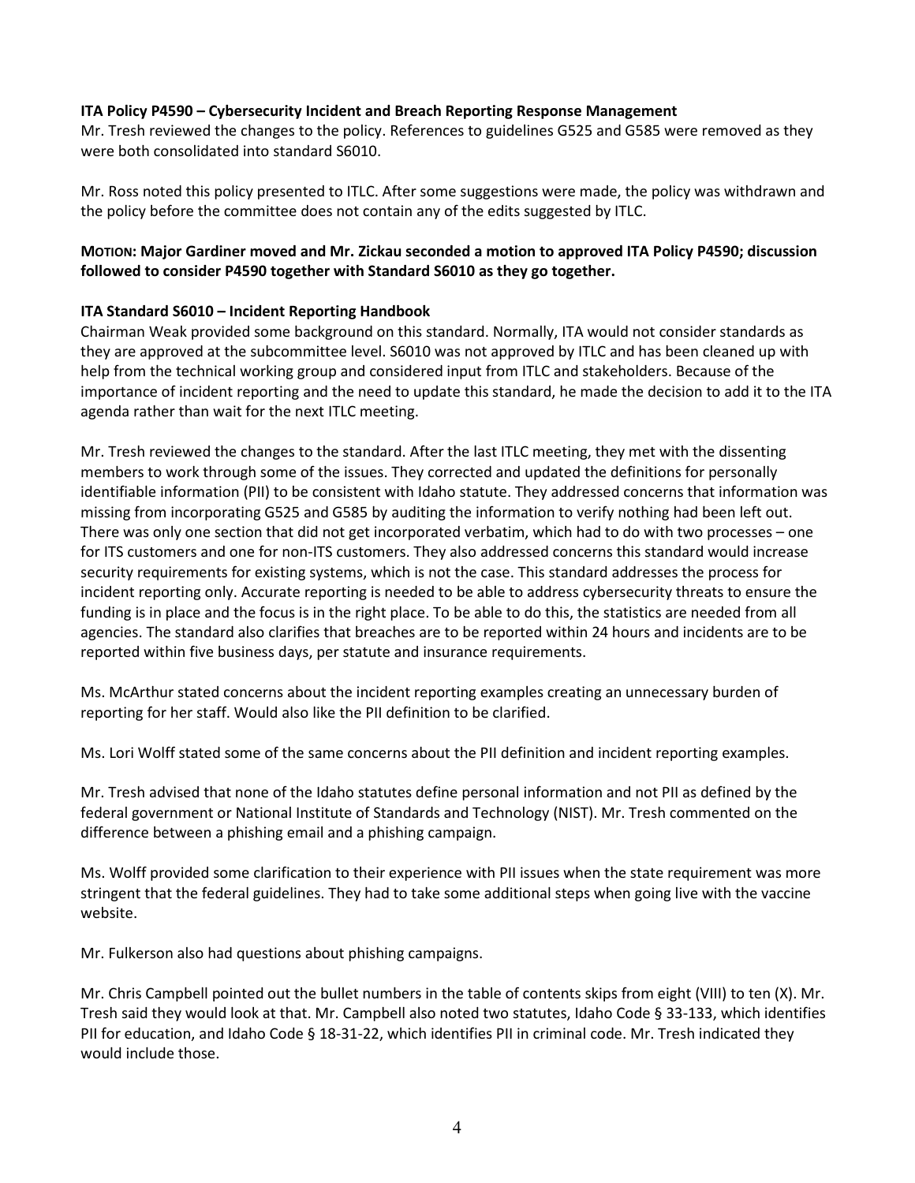**ITA Policy P4590 – Cybersecurity Incident and Breach Reporting Response Management**
Mr. Tresh reviewed the changes to the policy. References to guidelines G525 and G585 were removed as they were both consolidated into standard S6010.

Mr. Ross noted this policy presented to ITLC. After some suggestions were made, the policy was withdrawn and the policy before the committee does not contain any of the edits suggested by ITLC.

**MOTION: Major Gardiner moved and Mr. Zickau seconded a motion to approved ITA Policy P4590; discussion followed to consider P4590 together with Standard S6010 as they go together.**

**ITA Standard S6010 – Incident Reporting Handbook**
Chairman Weak provided some background on this standard. Normally, ITA would not consider standards as they are approved at the subcommittee level. S6010 was not approved by ITLC and has been cleaned up with help from the technical working group and considered input from ITLC and stakeholders. Because of the importance of incident reporting and the need to update this standard, he made the decision to add it to the ITA agenda rather than wait for the next ITLC meeting.

Mr. Tresh reviewed the changes to the standard. After the last ITLC meeting, they met with the dissenting members to work through some of the issues. They corrected and updated the definitions for personally identifiable information (PII) to be consistent with Idaho statute. They addressed concerns that information was missing from incorporating G525 and G585 by auditing the information to verify nothing had been left out. There was only one section that did not get incorporated verbatim, which had to do with two processes – one for ITS customers and one for non-ITS customers. They also addressed concerns this standard would increase security requirements for existing systems, which is not the case. This standard addresses the process for incident reporting only. Accurate reporting is needed to be able to address cybersecurity threats to ensure the funding is in place and the focus is in the right place. To be able to do this, the statistics are needed from all agencies. The standard also clarifies that breaches are to be reported within 24 hours and incidents are to be reported within five business days, per statute and insurance requirements.

Ms. McArthur stated concerns about the incident reporting examples creating an unnecessary burden of reporting for her staff. Would also like the PII definition to be clarified.

Ms. Lori Wolff stated some of the same concerns about the PII definition and incident reporting examples.

Mr. Tresh advised that none of the Idaho statutes define personal information and not PII as defined by the federal government or National Institute of Standards and Technology (NIST). Mr. Tresh commented on the difference between a phishing email and a phishing campaign.

Ms. Wolff provided some clarification to their experience with PII issues when the state requirement was more stringent that the federal guidelines. They had to take some additional steps when going live with the vaccine website.

Mr. Fulkerson also had questions about phishing campaigns.

Mr. Chris Campbell pointed out the bullet numbers in the table of contents skips from eight (VIII) to ten (X). Mr. Tresh said they would look at that. Mr. Campbell also noted two statutes, Idaho Code § 33-133, which identifies PII for education, and Idaho Code § 18-31-22, which identifies PII in criminal code. Mr. Tresh indicated they would include those.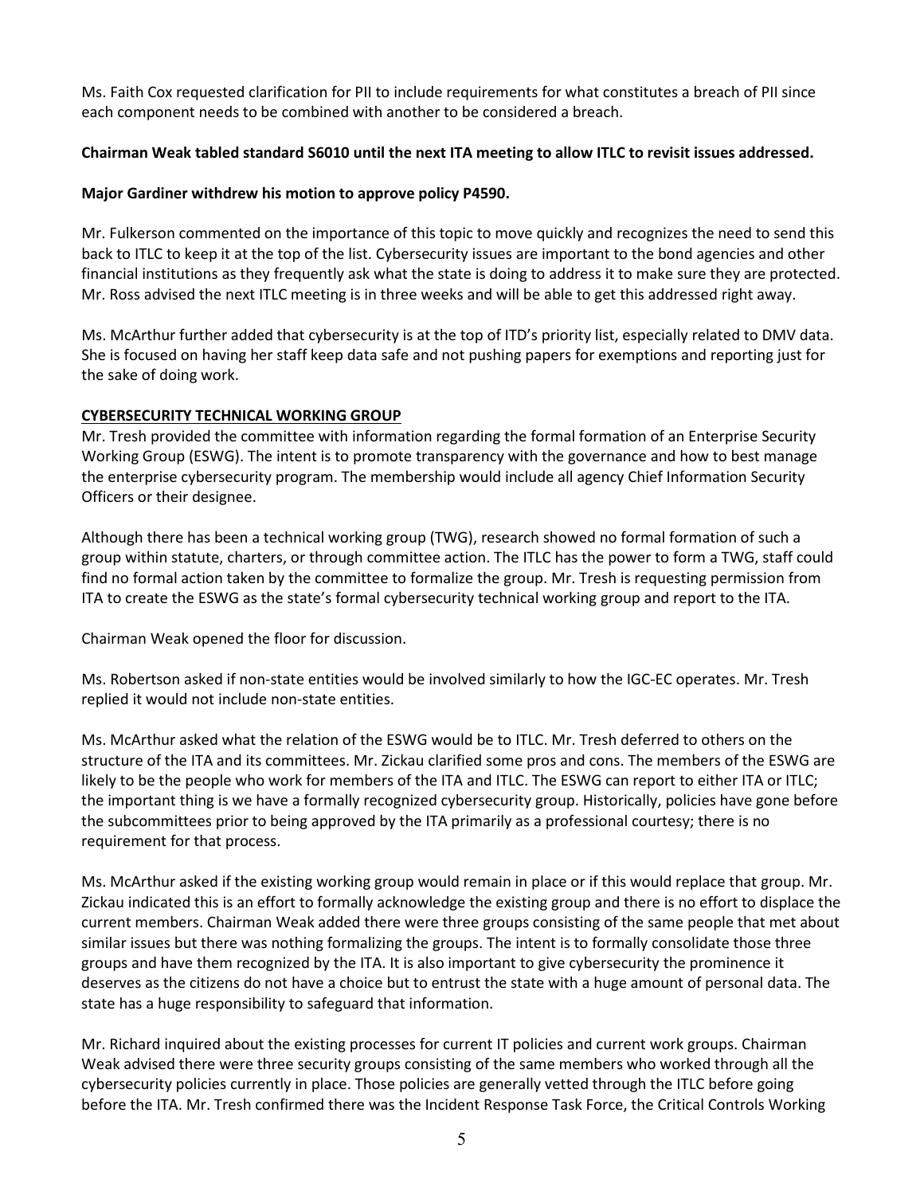Ms. Faith Cox requested clarification for PII to include requirements for what constitutes a breach of PII since each component needs to be combined with another to be considered a breach.

**Chairman Weak tabled standard S6010 until the next ITA meeting to allow ITLC to revisit issues addressed.**

**Major Gardiner withdrew his motion to approve policy P4590.**

Mr. Fulkerson commented on the importance of this topic to move quickly and recognizes the need to send this back to ITLC to keep it at the top of the list. Cybersecurity issues are important to the bond agencies and other financial institutions as they frequently ask what the state is doing to address it to make sure they are protected. Mr. Ross advised the next ITLC meeting is in three weeks and will be able to get this addressed right away.

Ms. McArthur further added that cybersecurity is at the top of ITD's priority list, especially related to DMV data. She is focused on having her staff keep data safe and not pushing papers for exemptions and reporting just for the sake of doing work.

**CYBERSECURITY TECHNICAL WORKING GROUP**

Mr. Tresh provided the committee with information regarding the formal formation of an Enterprise Security Working Group (ESWG). The intent is to promote transparency with the governance and how to best manage the enterprise cybersecurity program. The membership would include all agency Chief Information Security Officers or their designee.

Although there has been a technical working group (TWG), research showed no formal formation of such a group within statute, charters, or through committee action. The ITLC has the power to form a TWG, staff could find no formal action taken by the committee to formalize the group. Mr. Tresh is requesting permission from ITA to create the ESWG as the state's formal cybersecurity technical working group and report to the ITA.

Chairman Weak opened the floor for discussion.

Ms. Robertson asked if non-state entities would be involved similarly to how the IGC-EC operates. Mr. Tresh replied it would not include non-state entities.

Ms. McArthur asked what the relation of the ESWG would be to ITLC. Mr. Tresh deferred to others on the structure of the ITA and its committees. Mr. Zickau clarified some pros and cons. The members of the ESWG are likely to be the people who work for members of the ITA and ITLC. The ESWG can report to either ITA or ITLC; the important thing is we have a formally recognized cybersecurity group. Historically, policies have gone before the subcommittees prior to being approved by the ITA primarily as a professional courtesy; there is no requirement for that process.

Ms. McArthur asked if the existing working group would remain in place or if this would replace that group. Mr. Zickau indicated this is an effort to formally acknowledge the existing group and there is no effort to displace the current members. Chairman Weak added there were three groups consisting of the same people that met about similar issues but there was nothing formalizing the groups. The intent is to formally consolidate those three groups and have them recognized by the ITA. It is also important to give cybersecurity the prominence it deserves as the citizens do not have a choice but to entrust the state with a huge amount of personal data. The state has a huge responsibility to safeguard that information.

Mr. Richard inquired about the existing processes for current IT policies and current work groups. Chairman Weak advised there were three security groups consisting of the same members who worked through all the cybersecurity policies currently in place. Those policies are generally vetted through the ITLC before going before the ITA. Mr. Tresh confirmed there was the Incident Response Task Force, the Critical Controls Working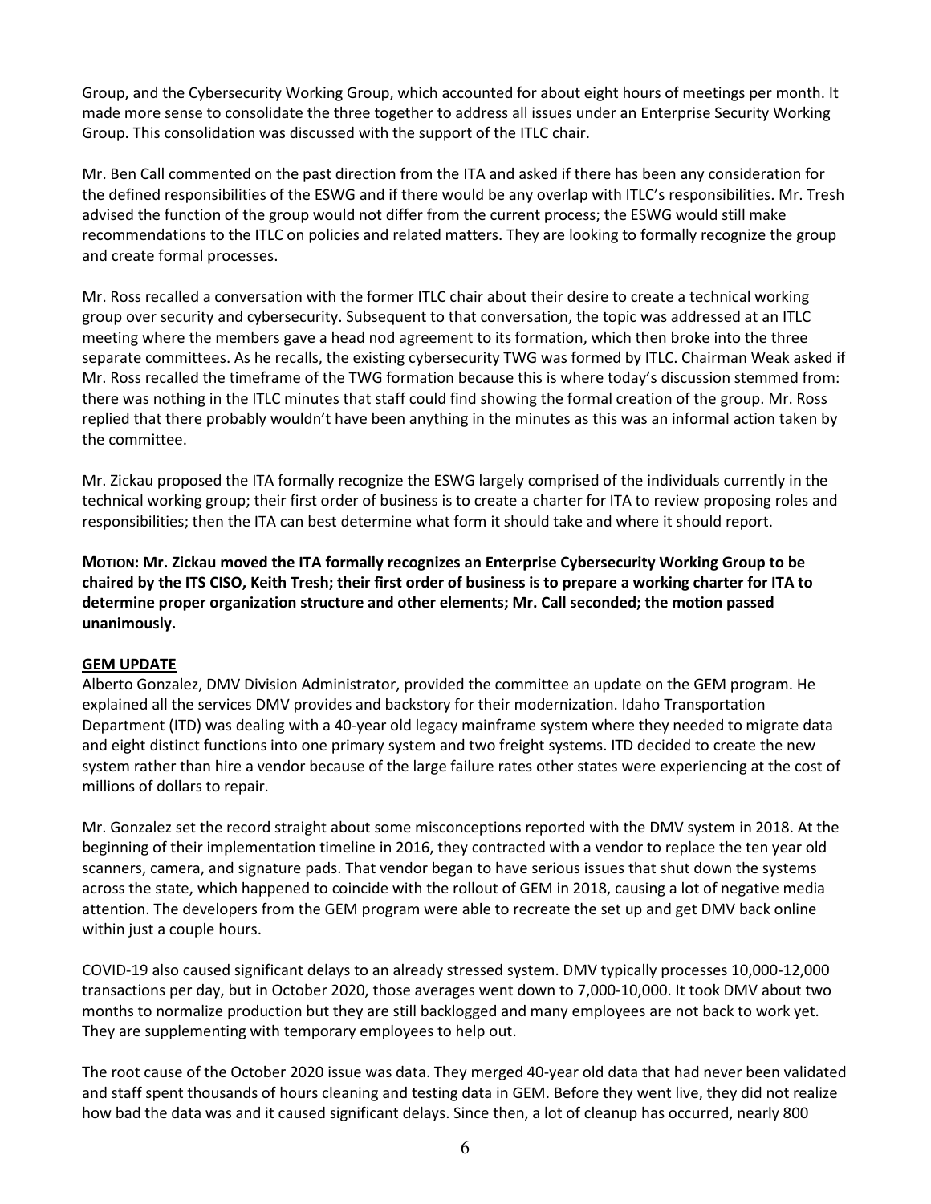Group, and the Cybersecurity Working Group, which accounted for about eight hours of meetings per month. It made more sense to consolidate the three together to address all issues under an Enterprise Security Working Group. This consolidation was discussed with the support of the ITLC chair.

Mr. Ben Call commented on the past direction from the ITA and asked if there has been any consideration for the defined responsibilities of the ESWG and if there would be any overlap with ITLC's responsibilities. Mr. Tresh advised the function of the group would not differ from the current process; the ESWG would still make recommendations to the ITLC on policies and related matters. They are looking to formally recognize the group and create formal processes.

Mr. Ross recalled a conversation with the former ITLC chair about their desire to create a technical working group over security and cybersecurity. Subsequent to that conversation, the topic was addressed at an ITLC meeting where the members gave a head nod agreement to its formation, which then broke into the three separate committees. As he recalls, the existing cybersecurity TWG was formed by ITLC. Chairman Weak asked if Mr. Ross recalled the timeframe of the TWG formation because this is where today's discussion stemmed from: there was nothing in the ITLC minutes that staff could find showing the formal creation of the group. Mr. Ross replied that there probably wouldn't have been anything in the minutes as this was an informal action taken by the committee.

Mr. Zickau proposed the ITA formally recognize the ESWG largely comprised of the individuals currently in the technical working group; their first order of business is to create a charter for ITA to review proposing roles and responsibilities; then the ITA can best determine what form it should take and where it should report.

**MOTION: Mr. Zickau moved the ITA formally recognizes an Enterprise Cybersecurity Working Group to be chaired by the ITS CISO, Keith Tresh; their first order of business is to prepare a working charter for ITA to determine proper organization structure and other elements; Mr. Call seconded; the motion passed unanimously.**

## GEM UPDATE

Alberto Gonzalez, DMV Division Administrator, provided the committee an update on the GEM program. He explained all the services DMV provides and backstory for their modernization. Idaho Transportation Department (ITD) was dealing with a 40-year old legacy mainframe system where they needed to migrate data and eight distinct functions into one primary system and two freight systems. ITD decided to create the new system rather than hire a vendor because of the large failure rates other states were experiencing at the cost of millions of dollars to repair.

Mr. Gonzalez set the record straight about some misconceptions reported with the DMV system in 2018. At the beginning of their implementation timeline in 2016, they contracted with a vendor to replace the ten year old scanners, camera, and signature pads. That vendor began to have serious issues that shut down the systems across the state, which happened to coincide with the rollout of GEM in 2018, causing a lot of negative media attention. The developers from the GEM program were able to recreate the set up and get DMV back online within just a couple hours.

COVID-19 also caused significant delays to an already stressed system. DMV typically processes 10,000-12,000 transactions per day, but in October 2020, those averages went down to 7,000-10,000. It took DMV about two months to normalize production but they are still backlogged and many employees are not back to work yet. They are supplementing with temporary employees to help out.

The root cause of the October 2020 issue was data. They merged 40-year old data that had never been validated and staff spent thousands of hours cleaning and testing data in GEM. Before they went live, they did not realize how bad the data was and it caused significant delays. Since then, a lot of cleanup has occurred, nearly 800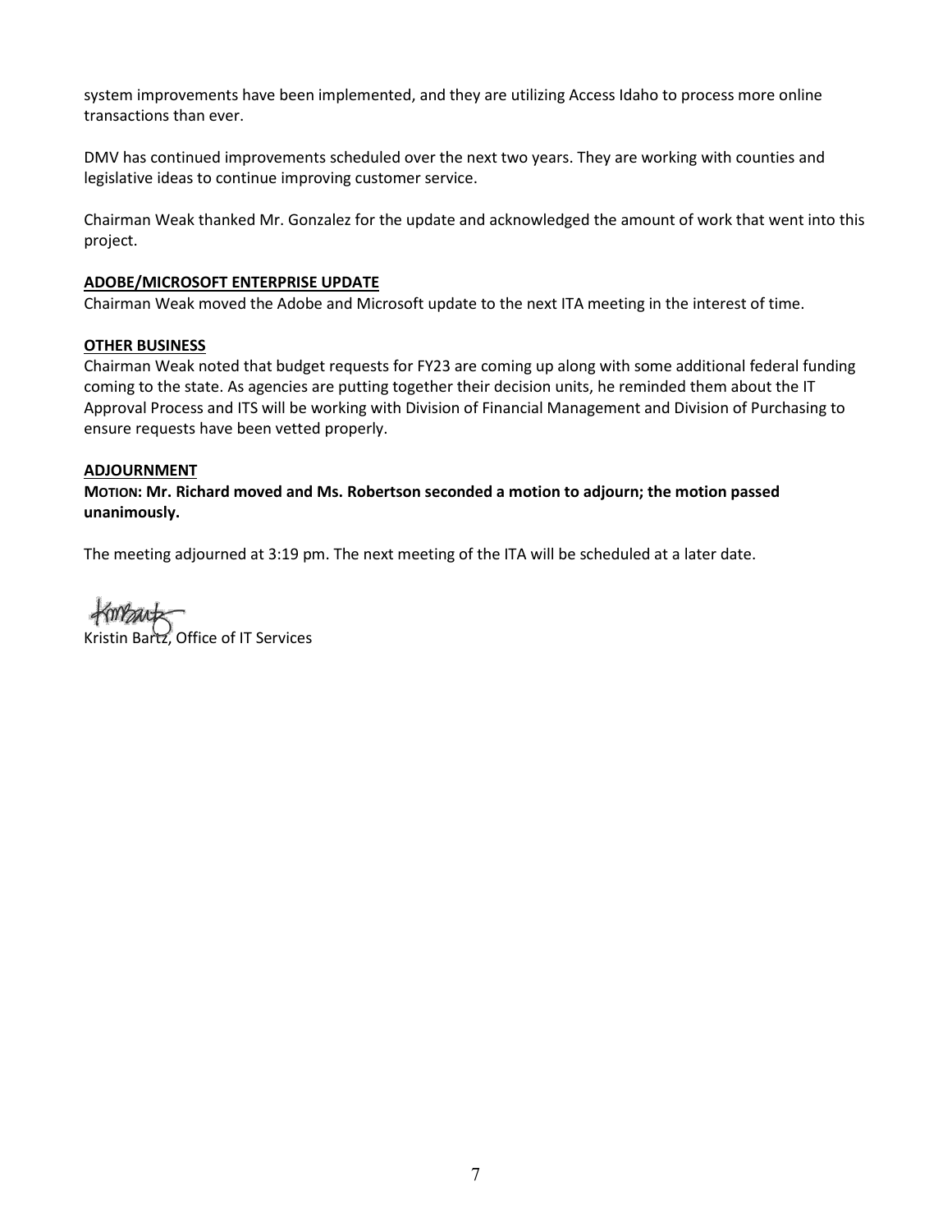system improvements have been implemented, and they are utilizing Access Idaho to process more online transactions than ever.

DMV has continued improvements scheduled over the next two years. They are working with counties and legislative ideas to continue improving customer service.

Chairman Weak thanked Mr. Gonzalez for the update and acknowledged the amount of work that went into this project.

**ADOBE/MICROSOFT ENTERPRISE UPDATE**

Chairman Weak moved the Adobe and Microsoft update to the next ITA meeting in the interest of time.

**OTHER BUSINESS**

Chairman Weak noted that budget requests for FY23 are coming up along with some additional federal funding coming to the state. As agencies are putting together their decision units, he reminded them about the IT Approval Process and ITS will be working with Division of Financial Management and Division of Purchasing to ensure requests have been vetted properly.

**ADJOURNMENT**

**MOTION: Mr. Richard moved and Ms. Robertson seconded a motion to adjourn; the motion passed unanimously.**

The meeting adjourned at 3:19 pm. The next meeting of the ITA will be scheduled at a later date.

Kristin Bartz, Office of IT Services